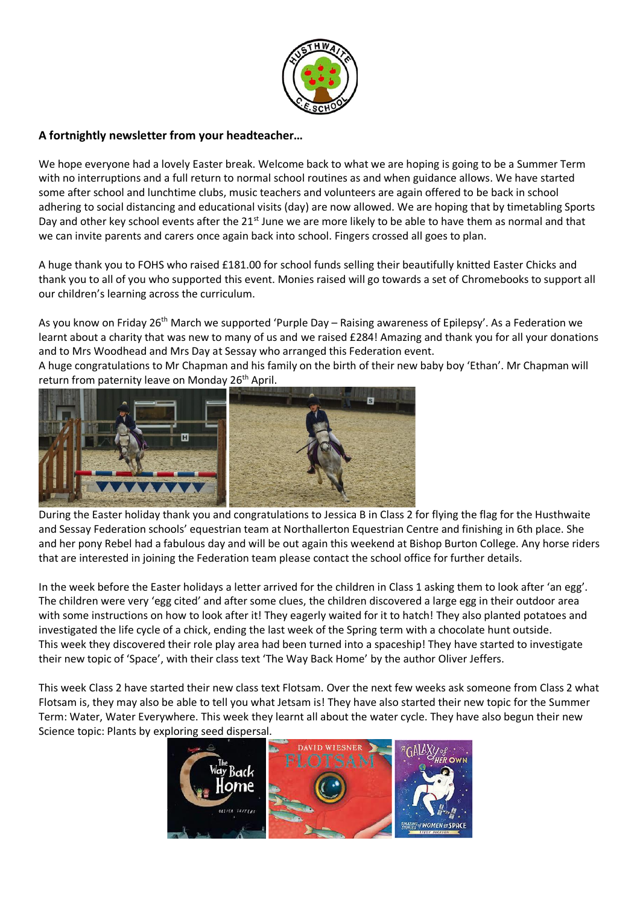**A fortnightly newsletter from your headteacher…**

We hope everyone had a lovely Easter break. Welcome back to what we are hoping is going to be a Summer Term with no interruptions and a full return to normal school routines as and when guidance allows. We have started some after school and lunchtime clubs, music teachers and volunteers are again offered to be back in school adhering to social distancing and educational visits (day) are now allowed. We are hoping that by timetabling Sports Day and other key school events after the 21st June we are more likely to be able to have them as normal and that we can invite parents and carers once again back into school. Fingers crossed all goes to plan.

A huge thank you to FOHS who raised £181.00 for school funds selling their beautifully knitted Easter Chicks and thank you to all of you who supported this event. Monies raised will go towards a set of Chromebooks to support all our children's learning across the curriculum.

As you know on Friday 26th March we supported 'Purple Day – Raising awareness of Epilepsy'. As a Federation we learnt about a charity that was new to many of us and we raised £284! Amazing and thank you for all your donations and to Mrs Woodhead and Mrs Day at Sessay who arranged this Federation event.

A huge congratulations to Mr Chapman and his family on the birth of their new baby boy 'Ethan'. Mr Chapman will return from paternity leave on Monday 26th April.

During the Easter holiday thank you and congratulations to Jessica B in Class 2 for flying the flag for the Husthwaite and Sessay Federation schools' equestrian team at Northallerton Equestrian Centre and finishing in 6th place. She and her pony Rebel had a fabulous day and will be out again this weekend at Bishop Burton College. Any horse riders that are interested in joining the Federation team please contact the school office for further details.

In the week before the Easter holidays a letter arrived for the children in Class 1 asking them to look after 'an egg'. The children were very 'egg cited' and after some clues, the children discovered a large egg in their outdoor area with some instructions on how to look after it! They eagerly waited for it to hatch! They also planted potatoes and investigated the life cycle of a chick, ending the last week of the Spring term with a chocolate hunt outside.

This week they discovered their role play area had been turned into a spaceship! They have started to investigate their new topic of 'Space', with their class text 'The Way Back Home' by the author Oliver Jeffers.

This week Class 2 have started their new class text Flotsam. Over the next few weeks ask someone from Class 2 what Flotsam is, they may also be able to tell you what Jetsam is! They have also started their new topic for the Summer Term: Water, Water Everywhere. This week they learnt all about the water cycle. They have also begun their new Science topic: Plants by exploring seed dispersal.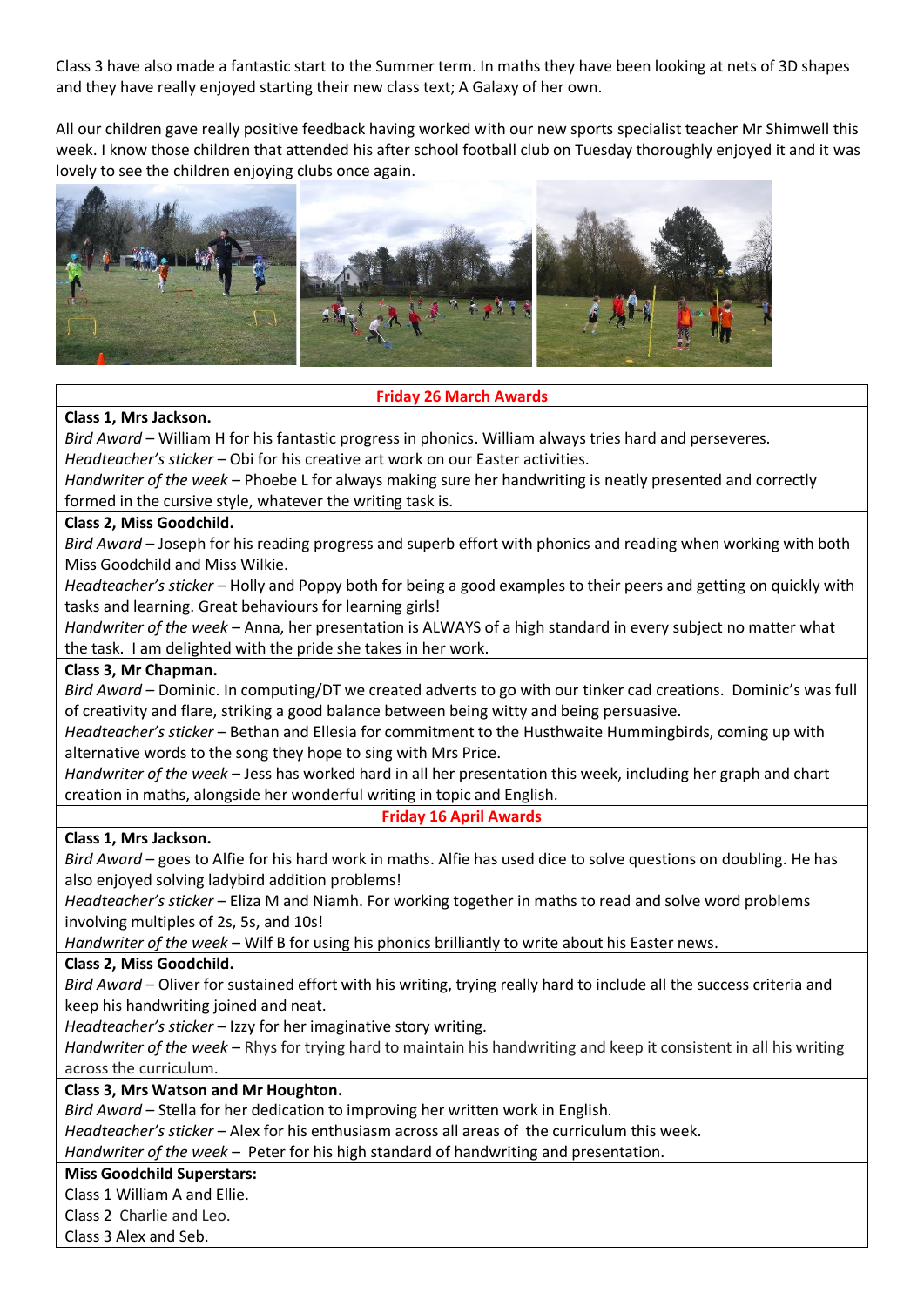Class 3 have also made a fantastic start to the Summer term. In maths they have been looking at nets of 3D shapes and they have really enjoyed starting their new class text; A Galaxy of her own.

All our children gave really positive feedback having worked with our new sports specialist teacher Mr Shimwell this week. I know those children that attended his after school football club on Tuesday thoroughly enjoyed it and it was lovely to see the children enjoying clubs once again.

## Friday 26 March Awards

**Class 1, Mrs Jackson.**

*Bird Award* – William H for his fantastic progress in phonics. William always tries hard and perseveres.
*Headteacher's sticker* – Obi for his creative art work on our Easter activities.
*Handwriter of the week* – Phoebe L for always making sure her handwriting is neatly presented and correctly formed in the cursive style, whatever the writing task is.

**Class 2, Miss Goodchild.**

*Bird Award* – Joseph for his reading progress and superb effort with phonics and reading when working with both Miss Goodchild and Miss Wilkie.
*Headteacher's sticker* – Holly and Poppy both for being a good examples to their peers and getting on quickly with tasks and learning. Great behaviours for learning girls!
*Handwriter of the week* – Anna, her presentation is ALWAYS of a high standard in every subject no matter what the task. I am delighted with the pride she takes in her work.

**Class 3, Mr Chapman.**

*Bird Award* – Dominic. In computing/DT we created adverts to go with our tinker cad creations. Dominic's was full of creativity and flare, striking a good balance between being witty and being persuasive.
*Headteacher's sticker* – Bethan and Ellesia for commitment to the Husthwaite Hummingbirds, coming up with alternative words to the song they hope to sing with Mrs Price.
*Handwriter of the week* – Jess has worked hard in all her presentation this week, including her graph and chart creation in maths, alongside her wonderful writing in topic and English.

## Friday 16 April Awards

**Class 1, Mrs Jackson.**

*Bird Award* – goes to Alfie for his hard work in maths. Alfie has used dice to solve questions on doubling. He has also enjoyed solving ladybird addition problems!
*Headteacher's sticker* – Eliza M and Niamh. For working together in maths to read and solve word problems involving multiples of 2s, 5s, and 10s!
*Handwriter of the week* – Wilf B for using his phonics brilliantly to write about his Easter news.

**Class 2, Miss Goodchild.**

*Bird Award* – Oliver for sustained effort with his writing, trying really hard to include all the success criteria and keep his handwriting joined and neat.
*Headteacher's sticker* – Izzy for her imaginative story writing.
*Handwriter of the week* – Rhys for trying hard to maintain his handwriting and keep it consistent in all his writing across the curriculum.

**Class 3, Mrs Watson and Mr Houghton.**

*Bird Award* – Stella for her dedication to improving her written work in English.
*Headteacher's sticker* – Alex for his enthusiasm across all areas of the curriculum this week.
*Handwriter of the week* – Peter for his high standard of handwriting and presentation.

**Miss Goodchild Superstars:**

Class 1 William A and Ellie.
Class 2 Charlie and Leo.
Class 3 Alex and Seb.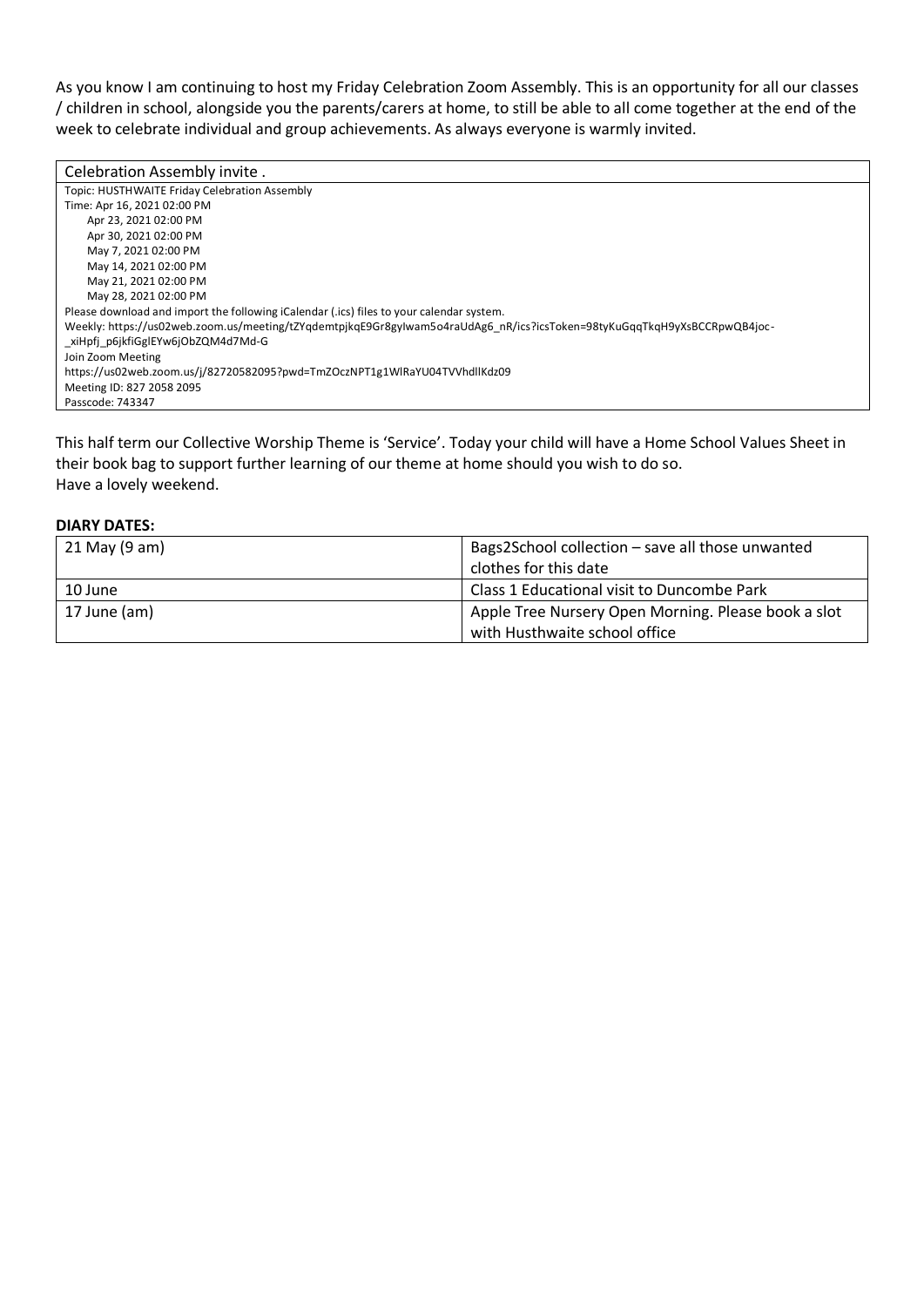As you know I am continuing to host my Friday Celebration Zoom Assembly. This is an opportunity for all our classes / children in school, alongside you the parents/carers at home, to still be able to all come together at the end of the week to celebrate individual and group achievements. As always everyone is warmly invited.

| Celebration Assembly invite . |
| --- |
| Topic: HUSTHWAITE Friday Celebration Assembly<br>Time: Apr 16, 2021 02:00 PM<br>Apr 23, 2021 02:00 PM<br>Apr 30, 2021 02:00 PM<br>May 7, 2021 02:00 PM<br>May 14, 2021 02:00 PM<br>May 21, 2021 02:00 PM<br>May 28, 2021 02:00 PM<br>Please download and import the following iCalendar (.ics) files to your calendar system.<br>Weekly: https://us02web.zoom.us/meeting/tZYqdemtpjkqE9Gr8gyIwam5o4raUdAg6_nR/ics?icsToken=98tyKuGqqTkqH9yXsBCCRpwQB4joc-_xiHpfj_p6jkfiGglEYw6jObZQM4d7Md-G<br>Join Zoom Meeting<br>https://us02web.zoom.us/j/82720582095?pwd=TmZOczNPT1g1WlRaYU04TVVhdllKdz09<br>Meeting ID: 827 2058 2095<br>Passcode: 743347 |

This half term our Collective Worship Theme is 'Service'. Today your child will have a Home School Values Sheet in their book bag to support further learning of our theme at home should you wish to do so.
Have a lovely weekend.

**DIARY DATES:**

| | |
| --- | --- |
| 21 May (9 am) | Bags2School collection – save all those unwanted clothes for this date |
| 10 June | Class 1 Educational visit to Duncombe Park |
| 17 June (am) | Apple Tree Nursery Open Morning. Please book a slot with Husthwaite school office |